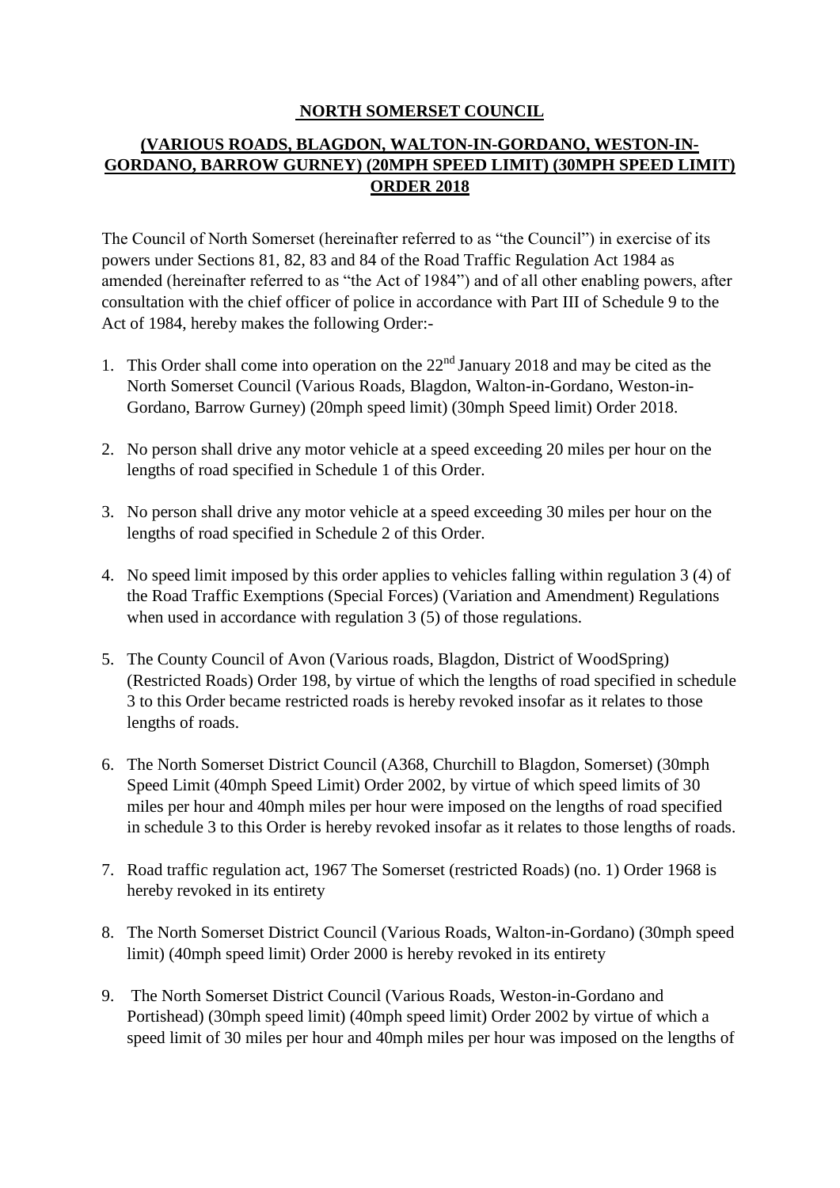**NORTH SOMERSET COUNCIL**

**(VARIOUS ROADS, BLAGDON, WALTON-IN-GORDANO, WESTON-IN-GORDANO, BARROW GURNEY) (20MPH SPEED LIMIT) (30MPH SPEED LIMIT) ORDER 2018**

The Council of North Somerset (hereinafter referred to as "the Council") in exercise of its powers under Sections 81, 82, 83 and 84 of the Road Traffic Regulation Act 1984 as amended (hereinafter referred to as "the Act of 1984") and of all other enabling powers, after consultation with the chief officer of police in accordance with Part III of Schedule 9 to the Act of 1984, hereby makes the following Order:-

1. This Order shall come into operation on the 22nd January 2018 and may be cited as the North Somerset Council (Various Roads, Blagdon, Walton-in-Gordano, Weston-in-Gordano, Barrow Gurney) (20mph speed limit) (30mph Speed limit) Order 2018.

2. No person shall drive any motor vehicle at a speed exceeding 20 miles per hour on the lengths of road specified in Schedule 1 of this Order.

3. No person shall drive any motor vehicle at a speed exceeding 30 miles per hour on the lengths of road specified in Schedule 2 of this Order.

4. No speed limit imposed by this order applies to vehicles falling within regulation 3 (4) of the Road Traffic Exemptions (Special Forces) (Variation and Amendment) Regulations when used in accordance with regulation 3 (5) of those regulations.

5. The County Council of Avon (Various roads, Blagdon, District of WoodSpring) (Restricted Roads) Order 198, by virtue of which the lengths of road specified in schedule 3 to this Order became restricted roads is hereby revoked insofar as it relates to those lengths of roads.

6. The North Somerset District Council (A368, Churchill to Blagdon, Somerset) (30mph Speed Limit (40mph Speed Limit) Order 2002, by virtue of which speed limits of 30 miles per hour and 40mph miles per hour were imposed on the lengths of road specified in schedule 3 to this Order is hereby revoked insofar as it relates to those lengths of roads.

7. Road traffic regulation act, 1967 The Somerset (restricted Roads) (no. 1) Order 1968 is hereby revoked in its entirety

8. The North Somerset District Council (Various Roads, Walton-in-Gordano) (30mph speed limit) (40mph speed limit) Order 2000 is hereby revoked in its entirety

9. The North Somerset District Council (Various Roads, Weston-in-Gordano and Portishead) (30mph speed limit) (40mph speed limit) Order 2002 by virtue of which a speed limit of 30 miles per hour and 40mph miles per hour was imposed on the lengths of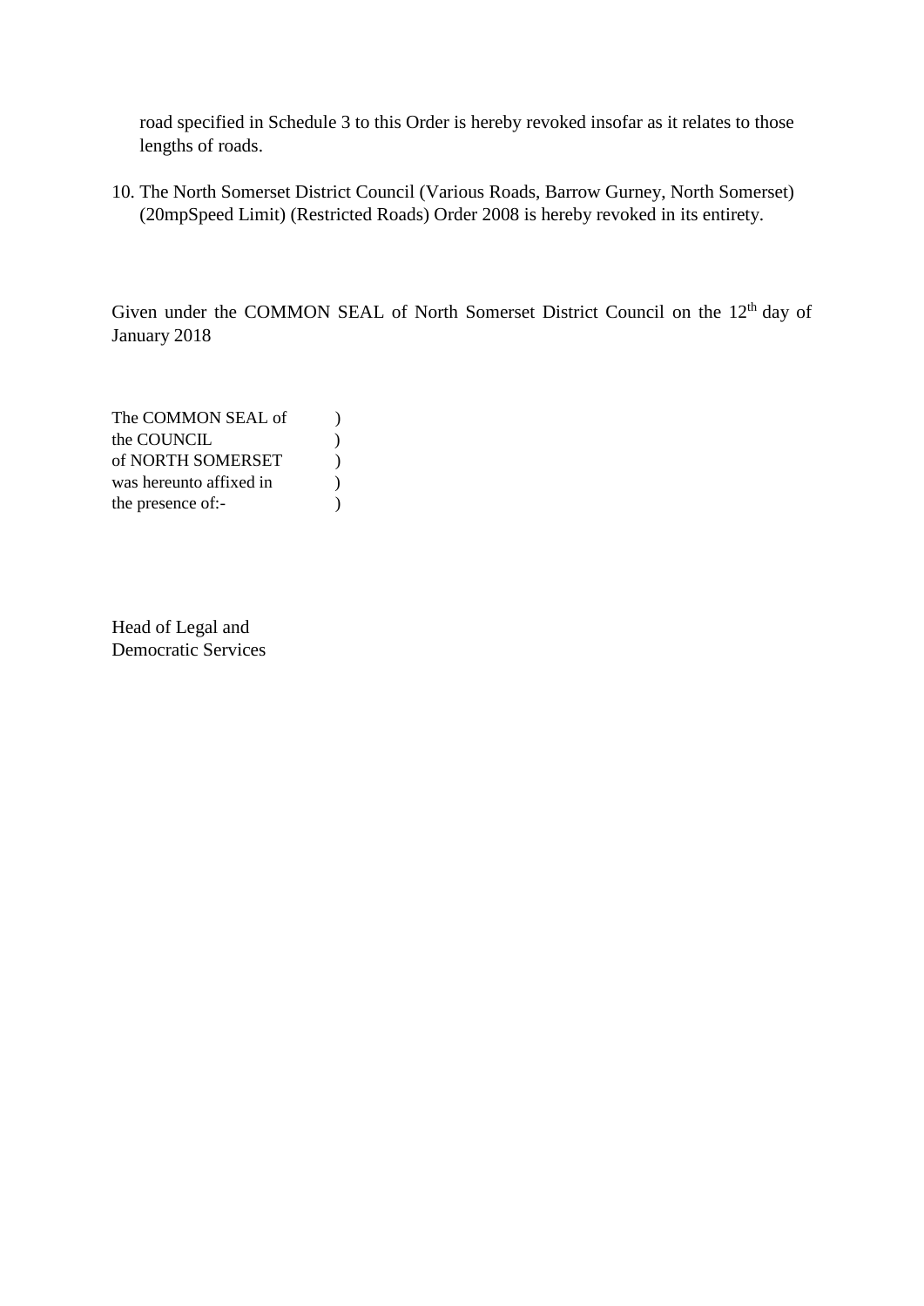road specified in Schedule 3 to this Order is hereby revoked insofar as it relates to those lengths of roads.

10. The North Somerset District Council (Various Roads, Barrow Gurney, North Somerset) (20mpSpeed Limit) (Restricted Roads) Order 2008 is hereby revoked in its entirety.

Given under the COMMON SEAL of North Somerset District Council on the 12th day of January 2018

The COMMON SEAL of )
the COUNCIL )
of NORTH SOMERSET )
was hereunto affixed in )
the presence of:- )

Head of Legal and
Democratic Services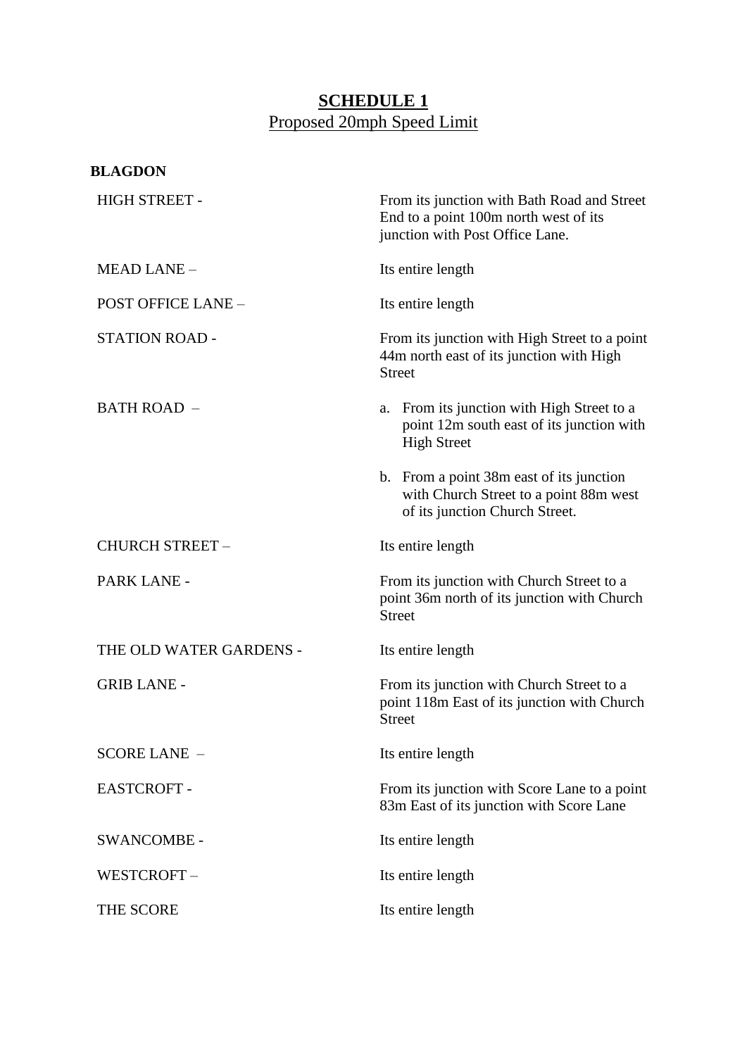# **SCHEDULE 1**

Proposed 20mph Speed Limit

**BLAGDON**

| | |
|---|---|
| HIGH STREET - | From its junction with Bath Road and Street End to a point 100m north west of its junction with Post Office Lane. |
| MEAD LANE – | Its entire length |
| POST OFFICE LANE – | Its entire length |
| STATION ROAD - | From its junction with High Street to a point 44m north east of its junction with High Street |
| BATH ROAD – | a. From its junction with High Street to a point 12m south east of its junction with High Street |
| | b. From a point 38m east of its junction with Church Street to a point 88m west of its junction Church Street. |
| CHURCH STREET – | Its entire length |
| PARK LANE - | From its junction with Church Street to a point 36m north of its junction with Church Street |
| THE OLD WATER GARDENS - | Its entire length |
| GRIB LANE - | From its junction with Church Street to a point 118m East of its junction with Church Street |
| SCORE LANE – | Its entire length |
| EASTCROFT - | From its junction with Score Lane to a point 83m East of its junction with Score Lane |
| SWANCOMBE - | Its entire length |
| WESTCROFT – | Its entire length |
| THE SCORE | Its entire length |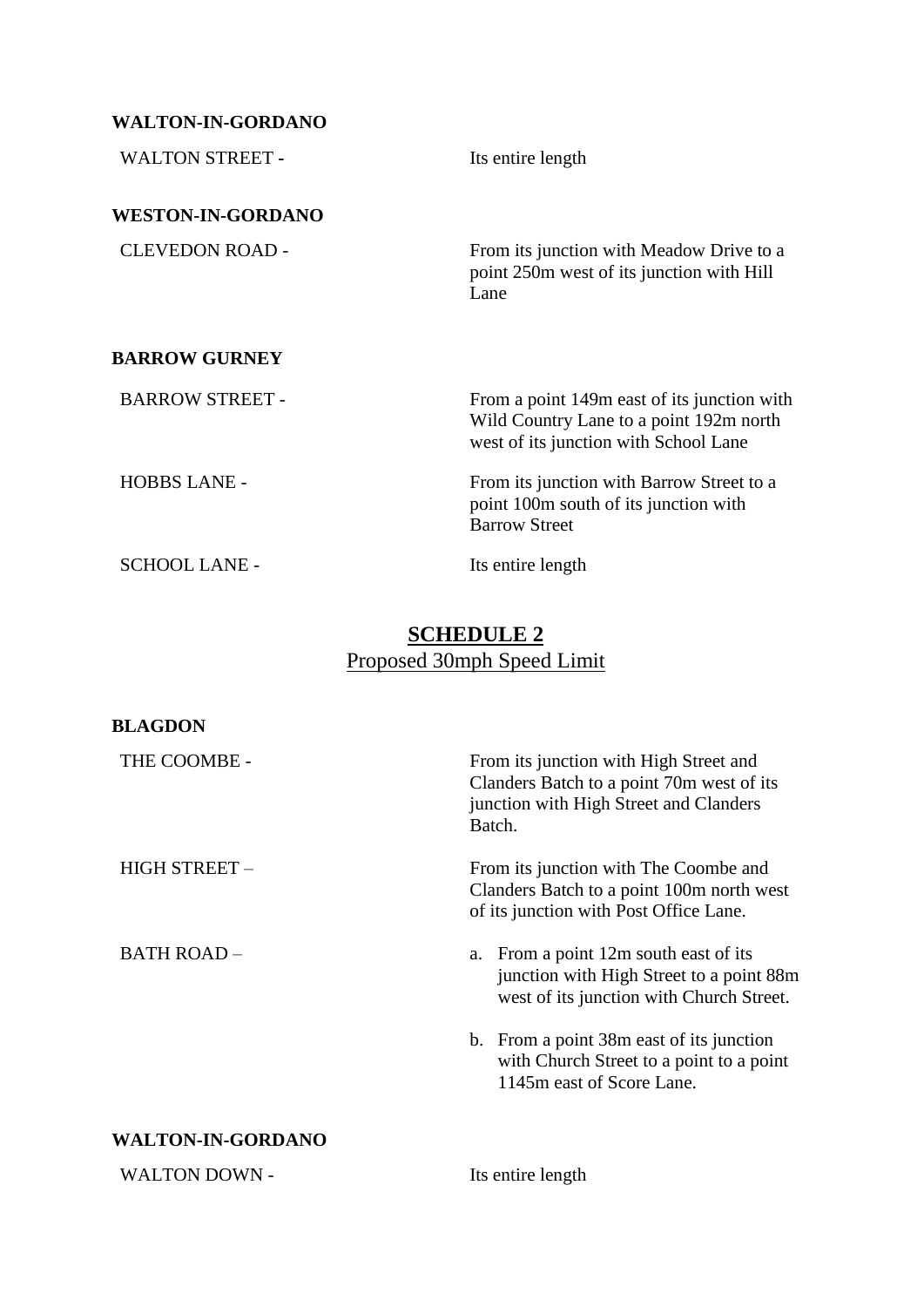**WALTON-IN-GORDANO**

| | |
|---|---|
| WALTON STREET - | Its entire length |

**WESTON-IN-GORDANO**

| | |
|---|---|
| CLEVEDON ROAD - | From its junction with Meadow Drive to a point 250m west of its junction with Hill Lane |

**BARROW GURNEY**

| | |
|---|---|
| BARROW STREET - | From a point 149m east of its junction with Wild Country Lane to a point 192m north west of its junction with School Lane |
| HOBBS LANE - | From its junction with Barrow Street to a point 100m south of its junction with Barrow Street |
| SCHOOL LANE - | Its entire length |

## SCHEDULE 2

Proposed 30mph Speed Limit

**BLAGDON**

| | |
|---|---|
| THE COOMBE - | From its junction with High Street and Clanders Batch to a point 70m west of its junction with High Street and Clanders Batch. |
| HIGH STREET – | From its junction with The Coombe and Clanders Batch to a point 100m north west of its junction with Post Office Lane. |
| BATH ROAD – | a. From a point 12m south east of its junction with High Street to a point 88m west of its junction with Church Street. |
| | b. From a point 38m east of its junction with Church Street to a point to a point 1145m east of Score Lane. |

**WALTON-IN-GORDANO**

| | |
|---|---|
| WALTON DOWN - | Its entire length |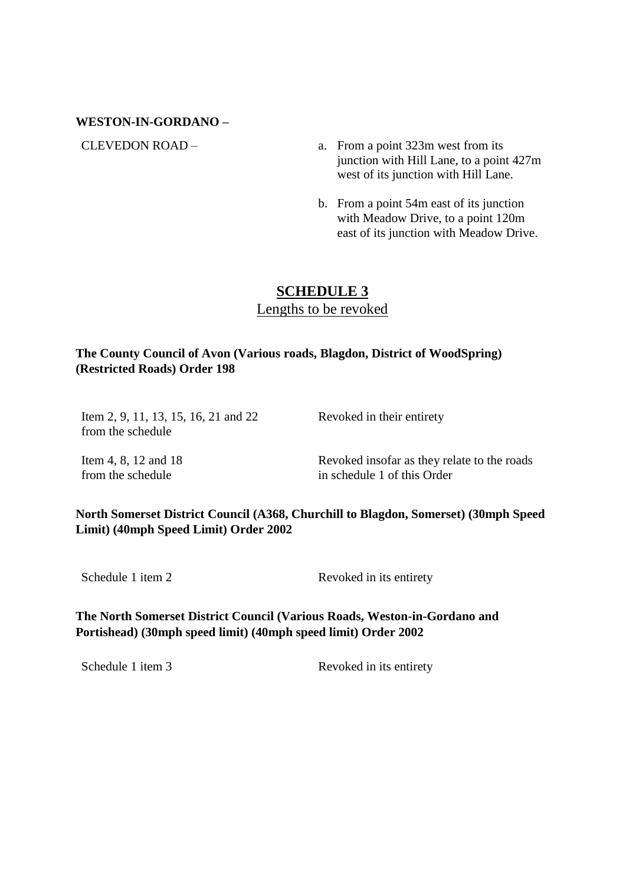**WESTON-IN-GORDANO –**

| | |
|---|---|
| CLEVEDON ROAD – | a. From a point 323m west from its junction with Hill Lane, to a point 427m west of its junction with Hill Lane. |
| | b. From a point 54m east of its junction with Meadow Drive, to a point 120m east of its junction with Meadow Drive. |

## SCHEDULE 3

Lengths to be revoked

**The County Council of Avon (Various roads, Blagdon, District of WoodSpring) (Restricted Roads) Order 198**

| | |
|---|---|
| Item 2, 9, 11, 13, 15, 16, 21 and 22 from the schedule | Revoked in their entirety |
| Item 4, 8, 12 and 18 from the schedule | Revoked insofar as they relate to the roads in schedule 1 of this Order |

**North Somerset District Council (A368, Churchill to Blagdon, Somerset) (30mph Speed Limit) (40mph Speed Limit) Order 2002**

| | |
|---|---|
| Schedule 1 item 2 | Revoked in its entirety |

**The North Somerset District Council (Various Roads, Weston-in-Gordano and Portishead) (30mph speed limit) (40mph speed limit) Order 2002**

| | |
|---|---|
| Schedule 1 item 3 | Revoked in its entirety |